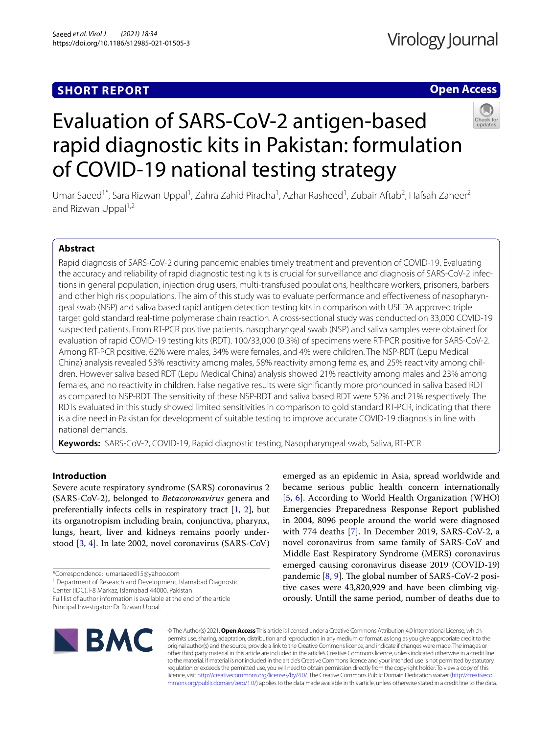SHORT REPORT

Open Access

# Evaluation of SARS-CoV-2 antigen-based rapid diagnostic kits in Pakistan: formulation of COVID-19 national testing strategy

Umar Saeed[1*], Sara Rizwan Uppal[1], Zahra Zahid Piracha[1], Azhar Rasheed[1], Zubair Aftab[2], Hafsah Zaheer[2] and Rizwan Uppal[1,2]

## Abstract

Rapid diagnosis of SARS-CoV-2 during pandemic enables timely treatment and prevention of COVID-19. Evaluating the accuracy and reliability of rapid diagnostic testing kits is crucial for surveillance and diagnosis of SARS-CoV-2 infections in general population, injection drug users, multi-transfused populations, healthcare workers, prisoners, barbers and other high risk populations. The aim of this study was to evaluate performance and effectiveness of nasopharyngeal swab (NSP) and saliva based rapid antigen detection testing kits in comparison with USFDA approved triple target gold standard real-time polymerase chain reaction. A cross-sectional study was conducted on 33,000 COVID-19 suspected patients. From RT-PCR positive patients, nasopharyngeal swab (NSP) and saliva samples were obtained for evaluation of rapid COVID-19 testing kits (RDT). 100/33,000 (0.3%) of specimens were RT-PCR positive for SARS-CoV-2. Among RT-PCR positive, 62% were males, 34% were females, and 4% were children. The NSP-RDT (Lepu Medical China) analysis revealed 53% reactivity among males, 58% reactivity among females, and 25% reactivity among children. However saliva based RDT (Lepu Medical China) analysis showed 21% reactivity among males and 23% among females, and no reactivity in children. False negative results were significantly more pronounced in saliva based RDT as compared to NSP-RDT. The sensitivity of these NSP-RDT and saliva based RDT were 52% and 21% respectively. The RDTs evaluated in this study showed limited sensitivities in comparison to gold standard RT-PCR, indicating that there is a dire need in Pakistan for development of suitable testing to improve accurate COVID-19 diagnosis in line with national demands.

**Keywords:** SARS-CoV-2, COVID-19, Rapid diagnostic testing, Nasopharyngeal swab, Saliva, RT-PCR

## Introduction

Severe acute respiratory syndrome (SARS) coronavirus 2 (SARS-CoV-2), belonged to *Betacoronavirus* genera and preferentially infects cells in respiratory tract [1, 2], but its organotropism including brain, conjunctiva, pharynx, lungs, heart, liver and kidneys remains poorly understood [3, 4]. In late 2002, novel coronavirus (SARS-CoV) emerged as an epidemic in Asia, spread worldwide and became serious public health concern internationally [5, 6]. According to World Health Organization (WHO) Emergencies Preparedness Response Report published in 2004, 8096 people around the world were diagnosed with 774 deaths [7]. In December 2019, SARS-CoV-2, a novel coronavirus from same family of SARS-CoV and Middle East Respiratory Syndrome (MERS) coronavirus emerged causing coronavirus disease 2019 (COVID-19) pandemic [8, 9]. The global number of SARS-CoV-2 positive cases were 43,820,929 and have been climbing vigorously. Untill the same period, number of deaths due to

*Correspondence: umarsaeed15@yahoo.com
[1] Department of Research and Development, Islamabad Diagnostic Center (IDC), F8 Markaz, Islamabad 44000, Pakistan
Full list of author information is available at the end of the article
Principal Investigator: Dr Rizwan Uppal.

© The Author(s) 2021. **Open Access** This article is licensed under a Creative Commons Attribution 4.0 International License, which permits use, sharing, adaptation, distribution and reproduction in any medium or format, as long as you give appropriate credit to the original author(s) and the source, provide a link to the Creative Commons licence, and indicate if changes were made. The images or other third party material in this article are included in the article's Creative Commons licence, unless indicated otherwise in a credit line to the material. If material is not included in the article's Creative Commons licence and your intended use is not permitted by statutory regulation or exceeds the permitted use, you will need to obtain permission directly from the copyright holder. To view a copy of this licence, visit http://creativecommons.org/licenses/by/4.0/. The Creative Commons Public Domain Dedication waiver (http://creativecommons.org/publicdomain/zero/1.0/) applies to the data made available in this article, unless otherwise stated in a credit line to the data.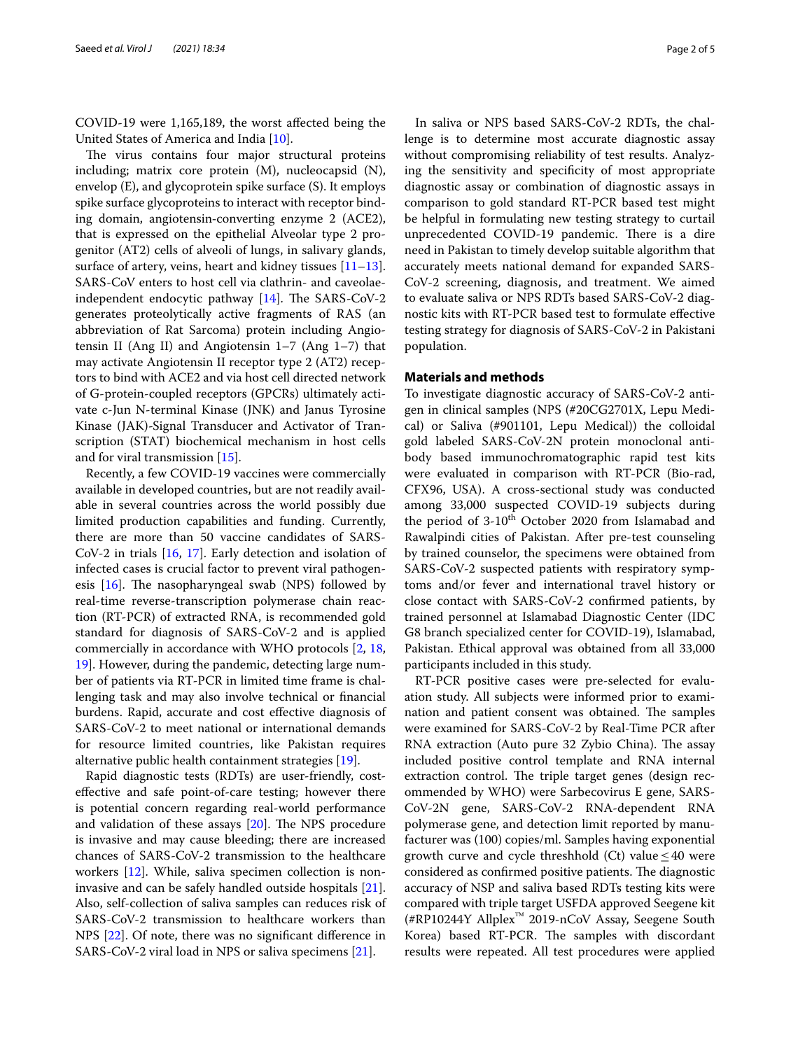COVID-19 were 1,165,189, the worst affected being the United States of America and India [10].

The virus contains four major structural proteins including; matrix core protein (M), nucleocapsid (N), envelop (E), and glycoprotein spike surface (S). It employs spike surface glycoproteins to interact with receptor binding domain, angiotensin-converting enzyme 2 (ACE2), that is expressed on the epithelial Alveolar type 2 progenitor (AT2) cells of alveoli of lungs, in salivary glands, surface of artery, veins, heart and kidney tissues [11–13]. SARS-CoV enters to host cell via clathrin- and caveolae-independent endocytic pathway [14]. The SARS-CoV-2 generates proteolytically active fragments of RAS (an abbreviation of Rat Sarcoma) protein including Angiotensin II (Ang II) and Angiotensin 1–7 (Ang 1–7) that may activate Angiotensin II receptor type 2 (AT2) receptors to bind with ACE2 and via host cell directed network of G-protein-coupled receptors (GPCRs) ultimately activate c-Jun N-terminal Kinase (JNK) and Janus Tyrosine Kinase (JAK)-Signal Transducer and Activator of Transcription (STAT) biochemical mechanism in host cells and for viral transmission [15].

Recently, a few COVID-19 vaccines were commercially available in developed countries, but are not readily available in several countries across the world possibly due limited production capabilities and funding. Currently, there are more than 50 vaccine candidates of SARS-CoV-2 in trials [16, 17]. Early detection and isolation of infected cases is crucial factor to prevent viral pathogenesis [16]. The nasopharyngeal swab (NPS) followed by real-time reverse-transcription polymerase chain reaction (RT-PCR) of extracted RNA, is recommended gold standard for diagnosis of SARS-CoV-2 and is applied commercially in accordance with WHO protocols [2, 18, 19]. However, during the pandemic, detecting large number of patients via RT-PCR in limited time frame is challenging task and may also involve technical or financial burdens. Rapid, accurate and cost effective diagnosis of SARS-CoV-2 to meet national or international demands for resource limited countries, like Pakistan requires alternative public health containment strategies [19].

Rapid diagnostic tests (RDTs) are user-friendly, cost-effective and safe point-of-care testing; however there is potential concern regarding real-world performance and validation of these assays [20]. The NPS procedure is invasive and may cause bleeding; there are increased chances of SARS-CoV-2 transmission to the healthcare workers [12]. While, saliva specimen collection is non-invasive and can be safely handled outside hospitals [21]. Also, self-collection of saliva samples can reduces risk of SARS-CoV-2 transmission to healthcare workers than NPS [22]. Of note, there was no significant difference in SARS-CoV-2 viral load in NPS or saliva specimens [21].

In saliva or NPS based SARS-CoV-2 RDTs, the challenge is to determine most accurate diagnostic assay without compromising reliability of test results. Analyzing the sensitivity and specificity of most appropriate diagnostic assay or combination of diagnostic assays in comparison to gold standard RT-PCR based test might be helpful in formulating new testing strategy to curtail unprecedented COVID-19 pandemic. There is a dire need in Pakistan to timely develop suitable algorithm that accurately meets national demand for expanded SARS-CoV-2 screening, diagnosis, and treatment. We aimed to evaluate saliva or NPS RDTs based SARS-CoV-2 diagnostic kits with RT-PCR based test to formulate effective testing strategy for diagnosis of SARS-CoV-2 in Pakistani population.

## Materials and methods

To investigate diagnostic accuracy of SARS-CoV-2 antigen in clinical samples (NPS (#20CG2701X, Lepu Medical) or Saliva (#901101, Lepu Medical)) the colloidal gold labeled SARS-CoV-2N protein monoclonal antibody based immunochromatographic rapid test kits were evaluated in comparison with RT-PCR (Bio-rad, CFX96, USA). A cross-sectional study was conducted among 33,000 suspected COVID-19 subjects during the period of 3-10th October 2020 from Islamabad and Rawalpindi cities of Pakistan. After pre-test counseling by trained counselor, the specimens were obtained from SARS-CoV-2 suspected patients with respiratory symptoms and/or fever and international travel history or close contact with SARS-CoV-2 confirmed patients, by trained personnel at Islamabad Diagnostic Center (IDC G8 branch specialized center for COVID-19), Islamabad, Pakistan. Ethical approval was obtained from all 33,000 participants included in this study.

RT-PCR positive cases were pre-selected for evaluation study. All subjects were informed prior to examination and patient consent was obtained. The samples were examined for SARS-CoV-2 by Real-Time PCR after RNA extraction (Auto pure 32 Zybio China). The assay included positive control template and RNA internal extraction control. The triple target genes (design recommended by WHO) were Sarbecovirus E gene, SARS-CoV-2N gene, SARS-CoV-2 RNA-dependent RNA polymerase gene, and detection limit reported by manufacturer was (100) copies/ml. Samples having exponential growth curve and cycle threshhold (Ct) value ≤ 40 were considered as confirmed positive patients. The diagnostic accuracy of NSP and saliva based RDTs testing kits were compared with triple target USFDA approved Seegene kit (#RP10244Y Allplex™ 2019-nCoV Assay, Seegene South Korea) based RT-PCR. The samples with discordant results were repeated. All test procedures were applied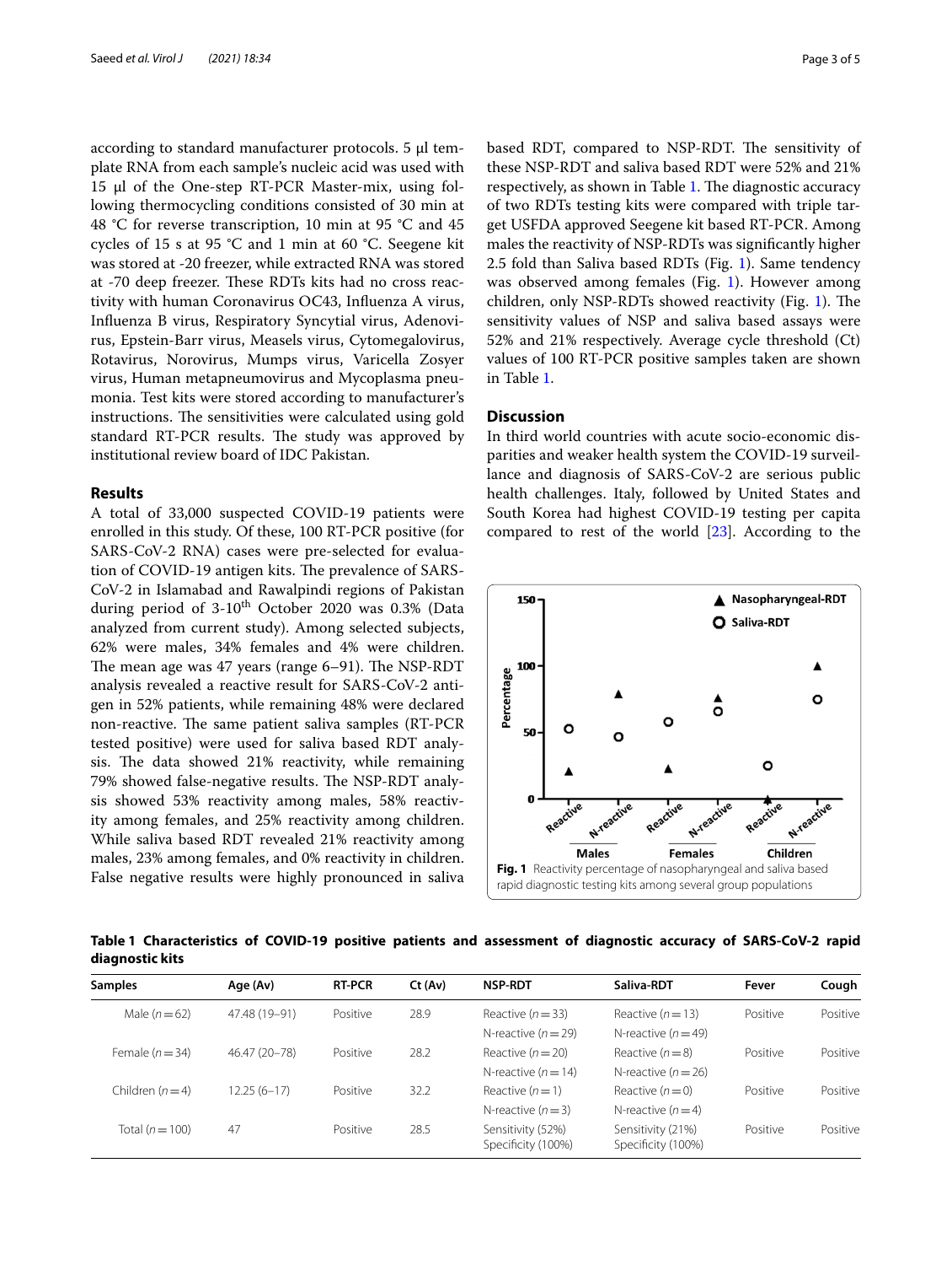according to standard manufacturer protocols. 5 µl template RNA from each sample's nucleic acid was used with 15 µl of the One-step RT-PCR Master-mix, using following thermocycling conditions consisted of 30 min at 48 °C for reverse transcription, 10 min at 95 °C and 45 cycles of 15 s at 95 °C and 1 min at 60 °C. Seegene kit was stored at -20 freezer, while extracted RNA was stored at -70 deep freezer. These RDTs kits had no cross reactivity with human Coronavirus OC43, Influenza A virus, Influenza B virus, Respiratory Syncytial virus, Adenovirus, Epstein-Barr virus, Measels virus, Cytomegalovirus, Rotavirus, Norovirus, Mumps virus, Varicella Zosyer virus, Human metapneumovirus and Mycoplasma pneumonia. Test kits were stored according to manufacturer's instructions. The sensitivities were calculated using gold standard RT-PCR results. The study was approved by institutional review board of IDC Pakistan.

## Results

A total of 33,000 suspected COVID-19 patients were enrolled in this study. Of these, 100 RT-PCR positive (for SARS-CoV-2 RNA) cases were pre-selected for evaluation of COVID-19 antigen kits. The prevalence of SARS-CoV-2 in Islamabad and Rawalpindi regions of Pakistan during period of 3-10th October 2020 was 0.3% (Data analyzed from current study). Among selected subjects, 62% were males, 34% females and 4% were children. The mean age was 47 years (range 6–91). The NSP-RDT analysis revealed a reactive result for SARS-CoV-2 antigen in 52% patients, while remaining 48% were declared non-reactive. The same patient saliva samples (RT-PCR tested positive) were used for saliva based RDT analysis. The data showed 21% reactivity, while remaining 79% showed false-negative results. The NSP-RDT analysis showed 53% reactivity among males, 58% reactivity among females, and 25% reactivity among children. While saliva based RDT revealed 21% reactivity among males, 23% among females, and 0% reactivity in children. False negative results were highly pronounced in saliva based RDT, compared to NSP-RDT. The sensitivity of these NSP-RDT and saliva based RDT were 52% and 21% respectively, as shown in Table 1. The diagnostic accuracy of two RDTs testing kits were compared with triple target USFDA approved Seegene kit based RT-PCR. Among males the reactivity of NSP-RDTs was significantly higher 2.5 fold than Saliva based RDTs (Fig. 1). Same tendency was observed among females (Fig. 1). However among children, only NSP-RDTs showed reactivity (Fig. 1). The sensitivity values of NSP and saliva based assays were 52% and 21% respectively. Average cycle threshold (Ct) values of 100 RT-PCR positive samples taken are shown in Table 1.

## Discussion

In third world countries with acute socio-economic disparities and weaker health system the COVID-19 surveillance and diagnosis of SARS-CoV-2 are serious public health challenges. Italy, followed by United States and South Korea had highest COVID-19 testing per capita compared to rest of the world [23]. According to the

Nasopharyngeal-RDT
Saliva-RDT
Percentage
150
100
50
0
Reactive N-reactive Reactive N-reactive Reactive N-reactive
Males Females Children

**Fig. 1** Reactivity percentage of nasopharyngeal and saliva based rapid diagnostic testing kits among several group populations

**Table 1 Characteristics of COVID-19 positive patients and assessment of diagnostic accuracy of SARS-CoV-2 rapid diagnostic kits**

| Samples | Age (Av) | RT-PCR | Ct (Av) | NSP-RDT | Saliva-RDT | Fever | Cough |
|---|---|---|---|---|---|---|---|
| Male ($n = 62$) | 47.48 (19–91) | Positive | 28.9 | Reactive ($n = 33$) | Reactive ($n = 13$) | Positive | Positive |
| | | | | N-reactive ($n = 29$) | N-reactive ($n = 49$) | | |
| Female ($n = 34$) | 46.47 (20–78) | Positive | 28.2 | Reactive ($n = 20$) | Reactive ($n = 8$) | Positive | Positive |
| | | | | N-reactive ($n = 14$) | N-reactive ($n = 26$) | | |
| Children ($n = 4$) | 12.25 (6–17) | Positive | 32.2 | Reactive ($n = 1$) | Reactive ($n = 0$) | Positive | Positive |
| | | | | N-reactive ($n = 3$) | N-reactive ($n = 4$) | | |
| Total ($n = 100$) | 47 | Positive | 28.5 | Sensitivity (52%) Specificity (100%) | Sensitivity (21%) Specificity (100%) | Positive | Positive |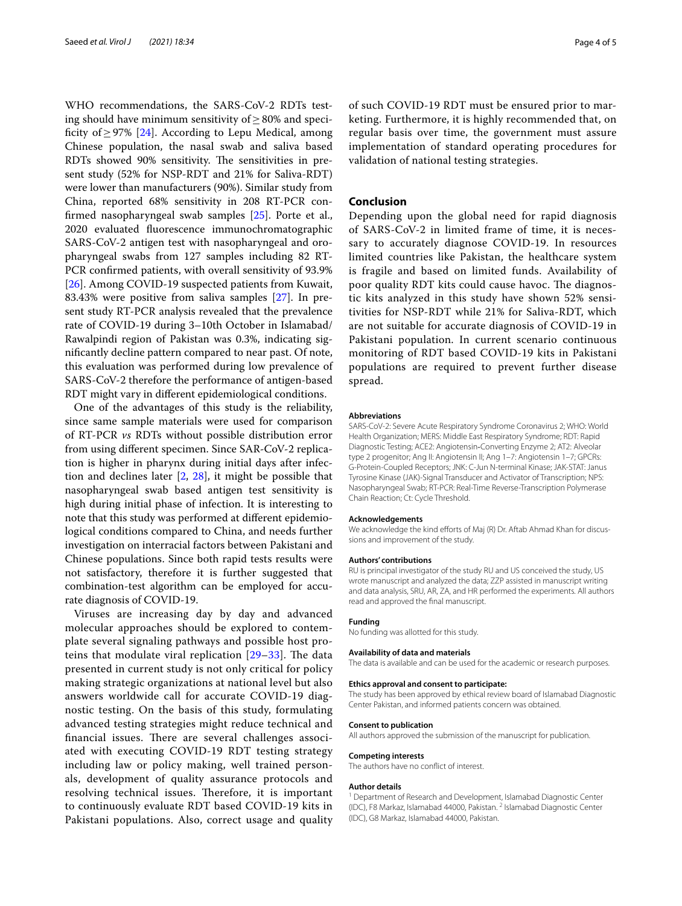WHO recommendations, the SARS-CoV-2 RDTs testing should have minimum sensitivity of ≥ 80% and specificity of ≥ 97% [24]. According to Lepu Medical, among Chinese population, the nasal swab and saliva based RDTs showed 90% sensitivity. The sensitivities in present study (52% for NSP-RDT and 21% for Saliva-RDT) were lower than manufacturers (90%). Similar study from China, reported 68% sensitivity in 208 RT-PCR confirmed nasopharyngeal swab samples [25]. Porte et al., 2020 evaluated fluorescence immunochromatographic SARS-CoV-2 antigen test with nasopharyngeal and oropharyngeal swabs from 127 samples including 82 RT-PCR confirmed patients, with overall sensitivity of 93.9% [26]. Among COVID-19 suspected patients from Kuwait, 83.43% were positive from saliva samples [27]. In present study RT-PCR analysis revealed that the prevalence rate of COVID-19 during 3–10th October in Islamabad/Rawalpindi region of Pakistan was 0.3%, indicating significantly decline pattern compared to near past. Of note, this evaluation was performed during low prevalence of SARS-CoV-2 therefore the performance of antigen-based RDT might vary in different epidemiological conditions.

One of the advantages of this study is the reliability, since same sample materials were used for comparison of RT-PCR *vs* RDTs without possible distribution error from using different specimen. Since SAR-CoV-2 replication is higher in pharynx during initial days after infection and declines later [2, 28], it might be possible that nasopharyngeal swab based antigen test sensitivity is high during initial phase of infection. It is interesting to note that this study was performed at different epidemiological conditions compared to China, and needs further investigation on interracial factors between Pakistani and Chinese populations. Since both rapid tests results were not satisfactory, therefore it is further suggested that combination-test algorithm can be employed for accurate diagnosis of COVID-19.

Viruses are increasing day by day and advanced molecular approaches should be explored to contemplate several signaling pathways and possible host proteins that modulate viral replication [29–33]. The data presented in current study is not only critical for policy making strategic organizations at national level but also answers worldwide call for accurate COVID-19 diagnostic testing. On the basis of this study, formulating advanced testing strategies might reduce technical and financial issues. There are several challenges associated with executing COVID-19 RDT testing strategy including law or policy making, well trained personals, development of quality assurance protocols and resolving technical issues. Therefore, it is important to continuously evaluate RDT based COVID-19 kits in Pakistani populations. Also, correct usage and quality of such COVID-19 RDT must be ensured prior to marketing. Furthermore, it is highly recommended that, on regular basis over time, the government must assure implementation of standard operating procedures for validation of national testing strategies.

## Conclusion

Depending upon the global need for rapid diagnosis of SARS-CoV-2 in limited frame of time, it is necessary to accurately diagnose COVID-19. In resources limited countries like Pakistan, the healthcare system is fragile and based on limited funds. Availability of poor quality RDT kits could cause havoc. The diagnostic kits analyzed in this study have shown 52% sensitivities for NSP-RDT while 21% for Saliva-RDT, which are not suitable for accurate diagnosis of COVID-19 in Pakistani population. In current scenario continuous monitoring of RDT based COVID-19 kits in Pakistani populations are required to prevent further disease spread.

#### Abbreviations

SARS-CoV-2: Severe Acute Respiratory Syndrome Coronavirus 2; WHO: World Health Organization; MERS: Middle East Respiratory Syndrome; RDT: Rapid Diagnostic Testing; ACE2: Angiotensin-Converting Enzyme 2; AT2: Alveolar type 2 progenitor; Ang II: Angiotensin II; Ang 1–7: Angiotensin 1–7; GPCRs: G-Protein-Coupled Receptors; JNK: C-Jun N-terminal Kinase; JAK-STAT: Janus Tyrosine Kinase (JAK)-Signal Transducer and Activator of Transcription; NPS: Nasopharyngeal Swab; RT-PCR: Real-Time Reverse-Transcription Polymerase Chain Reaction; Ct: Cycle Threshold.

#### Acknowledgements

We acknowledge the kind efforts of Maj (R) Dr. Aftab Ahmad Khan for discussions and improvement of the study.

#### Authors' contributions

RU is principal investigator of the study RU and US conceived the study, US wrote manuscript and analyzed the data; ZZP assisted in manuscript writing and data analysis, SRU, AR, ZA, and HR performed the experiments. All authors read and approved the final manuscript.

#### Funding

No funding was allotted for this study.

#### Availability of data and materials

The data is available and can be used for the academic or research purposes.

#### Ethics approval and consent to participate:

The study has been approved by ethical review board of Islamabad Diagnostic Center Pakistan, and informed patients concern was obtained.

#### Consent to publication

All authors approved the submission of the manuscript for publication.

#### Competing interests

The authors have no conflict of interest.

#### Author details

[1] Department of Research and Development, Islamabad Diagnostic Center (IDC), F8 Markaz, Islamabad 44000, Pakistan. [2] Islamabad Diagnostic Center (IDC), G8 Markaz, Islamabad 44000, Pakistan.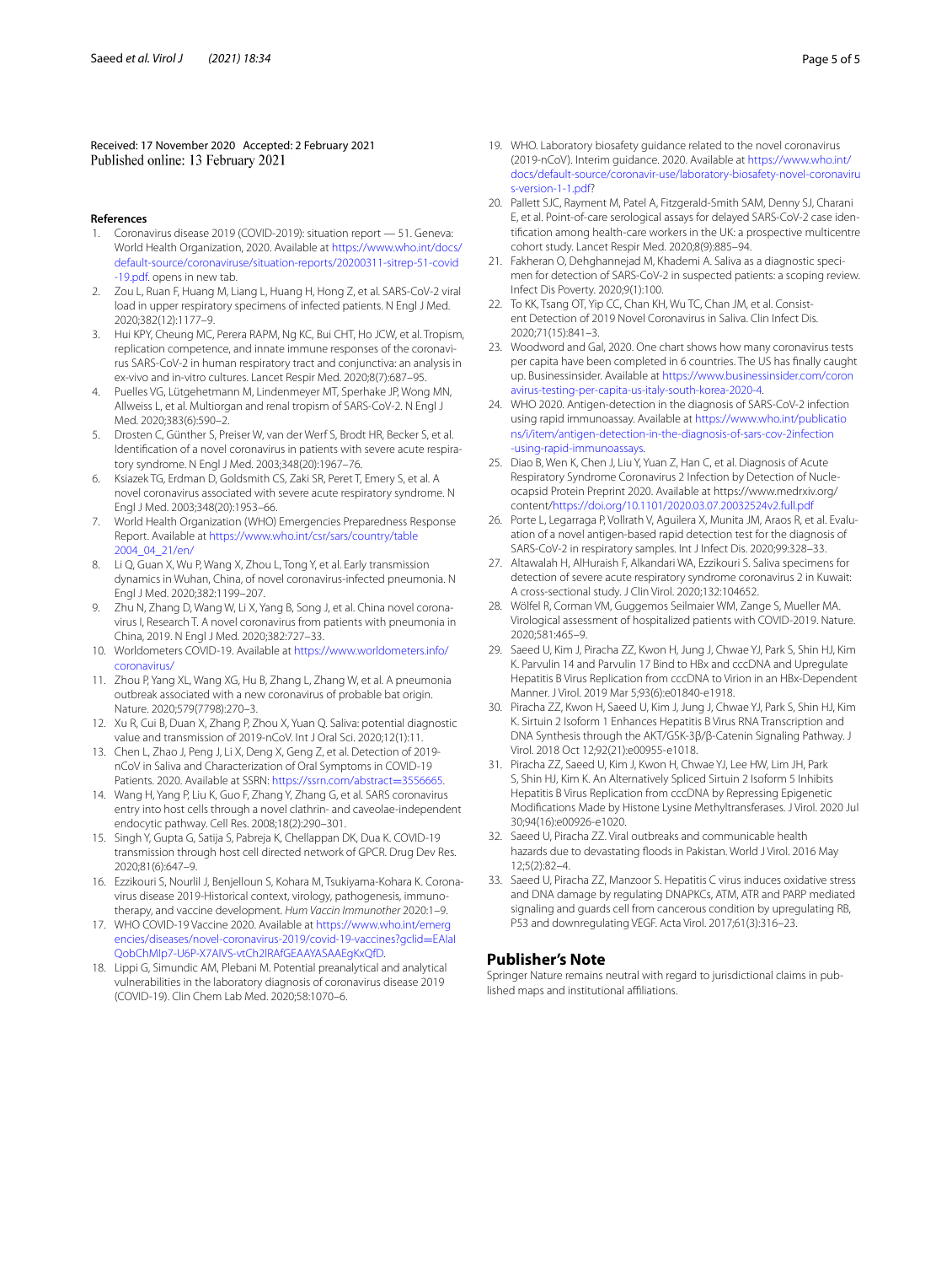Received: 17 November 2020 Accepted: 2 February 2021
Published online: 13 February 2021

**References**

1. Coronavirus disease 2019 (COVID-2019): situation report — 51. Geneva: World Health Organization, 2020. Available at https://www.who.int/docs/default-source/coronaviruse/situation-reports/20200311-sitrep-51-covid-19.pdf. opens in new tab.
2. Zou L, Ruan F, Huang M, Liang L, Huang H, Hong Z, et al. SARS-CoV-2 viral load in upper respiratory specimens of infected patients. N Engl J Med. 2020;382(12):1177–9.
3. Hui KPY, Cheung MC, Perera RAPM, Ng KC, Bui CHT, Ho JCW, et al. Tropism, replication competence, and innate immune responses of the coronavirus SARS-CoV-2 in human respiratory tract and conjunctiva: an analysis in ex-vivo and in-vitro cultures. Lancet Respir Med. 2020;8(7):687–95.
4. Puelles VG, Lütgehetmann M, Lindenmeyer MT, Sperhake JP, Wong MN, Allweiss L, et al. Multiorgan and renal tropism of SARS-CoV-2. N Engl J Med. 2020;383(6):590–2.
5. Drosten C, Günther S, Preiser W, van der Werf S, Brodt HR, Becker S, et al. Identification of a novel coronavirus in patients with severe acute respiratory syndrome. N Engl J Med. 2003;348(20):1967–76.
6. Ksiazek TG, Erdman D, Goldsmith CS, Zaki SR, Peret T, Emery S, et al. A novel coronavirus associated with severe acute respiratory syndrome. N Engl J Med. 2003;348(20):1953–66.
7. World Health Organization (WHO) Emergencies Preparedness Response Report. Available at https://www.who.int/csr/sars/country/table2004_04_21/en/
8. Li Q, Guan X, Wu P, Wang X, Zhou L, Tong Y, et al. Early transmission dynamics in Wuhan, China, of novel coronavirus-infected pneumonia. N Engl J Med. 2020;382:1199–207.
9. Zhu N, Zhang D, Wang W, Li X, Yang B, Song J, et al. China novel coronavirus I, Research T. A novel coronavirus from patients with pneumonia in China, 2019. N Engl J Med. 2020;382:727–33.
10. Worldometers COVID-19. Available at https://www.worldometers.info/coronavirus/
11. Zhou P, Yang XL, Wang XG, Hu B, Zhang L, Zhang W, et al. A pneumonia outbreak associated with a new coronavirus of probable bat origin. Nature. 2020;579(7798):270–3.
12. Xu R, Cui B, Duan X, Zhang P, Zhou X, Yuan Q. Saliva: potential diagnostic value and transmission of 2019-nCoV. Int J Oral Sci. 2020;12(1):11.
13. Chen L, Zhao J, Peng J, Li X, Deng X, Geng Z, et al. Detection of 2019-nCoV in Saliva and Characterization of Oral Symptoms in COVID-19 Patients. 2020. Available at SSRN: https://ssrn.com/abstract=3556665.
14. Wang H, Yang P, Liu K, Guo F, Zhang Y, Zhang G, et al. SARS coronavirus entry into host cells through a novel clathrin- and caveolae-independent endocytic pathway. Cell Res. 2008;18(2):290–301.
15. Singh Y, Gupta G, Satija S, Pabreja K, Chellappan DK, Dua K. COVID-19 transmission through host cell directed network of GPCR. Drug Dev Res. 2020;81(6):647–9.
16. Ezzikouri S, Nourlil J, Benjelloun S, Kohara M, Tsukiyama-Kohara K. Coronavirus disease 2019-Historical context, virology, pathogenesis, immunotherapy, and vaccine development. *Hum Vaccin Immunother* 2020:1–9.
17. WHO COVID-19 Vaccine 2020. Available at https://www.who.int/emergencies/diseases/novel-coronavirus-2019/covid-19-vaccines?gclid=EAIaIQobChMIp7-U6P-X7AIVS-vtCh2lRAfGEAAYASAAEgKxQfD.
18. Lippi G, Simundic AM, Plebani M. Potential preanalytical and analytical vulnerabilities in the laboratory diagnosis of coronavirus disease 2019 (COVID-19). Clin Chem Lab Med. 2020;58:1070–6.
19. WHO. Laboratory biosafety guidance related to the novel coronavirus (2019-nCoV). Interim guidance. 2020. Available at https://www.who.int/docs/default-source/coronavir-use/laboratory-biosafety-novel-coronavirus-version-1-1.pdf?
20. Pallett SJC, Rayment M, Patel A, Fitzgerald-Smith SAM, Denny SJ, Charani E, et al. Point-of-care serological assays for delayed SARS-CoV-2 case identification among health-care workers in the UK: a prospective multicentre cohort study. Lancet Respir Med. 2020;8(9):885–94.
21. Fakheran O, Dehghannejad M, Khademi A. Saliva as a diagnostic specimen for detection of SARS-CoV-2 in suspected patients: a scoping review. Infect Dis Poverty. 2020;9(1):100.
22. To KK, Tsang OT, Yip CC, Chan KH, Wu TC, Chan JM, et al. Consistent Detection of 2019 Novel Coronavirus in Saliva. Clin Infect Dis. 2020;71(15):841–3.
23. Woodword and Gal, 2020. One chart shows how many coronavirus tests per capita have been completed in 6 countries. The US has finally caught up. Businessinsider. Available at https://www.businessinsider.com/coronavirus-testing-per-capita-us-italy-south-korea-2020-4.
24. WHO 2020. Antigen-detection in the diagnosis of SARS-CoV-2 infection using rapid immunoassay. Available at https://www.who.int/publications/i/item/antigen-detection-in-the-diagnosis-of-sars-cov-2infection-using-rapid-immunoassays.
25. Diao B, Wen K, Chen J, Liu Y, Yuan Z, Han C, et al. Diagnosis of Acute Respiratory Syndrome Coronavirus 2 Infection by Detection of Nucleocapsid Protein Preprint 2020. Available at https://www.medrxiv.org/content/https://doi.org/10.1101/2020.03.07.20032524v2.full.pdf
26. Porte L, Legarraga P, Vollrath V, Aguilera X, Munita JM, Araos R, et al. Evaluation of a novel antigen-based rapid detection test for the diagnosis of SARS-CoV-2 in respiratory samples. Int J Infect Dis. 2020;99:328–33.
27. Altawalah H, AlHuraish F, Alkandari WA, Ezzikouri S. Saliva specimens for detection of severe acute respiratory syndrome coronavirus 2 in Kuwait: A cross-sectional study. J Clin Virol. 2020;132:104652.
28. Wölfel R, Corman VM, Guggemos Seilmaier WM, Zange S, Mueller MA. Virological assessment of hospitalized patients with COVID-2019. Nature. 2020;581:465–9.
29. Saeed U, Kim J, Piracha ZZ, Kwon H, Jung J, Chwae YJ, Park S, Shin HJ, Kim K. Parvulin 14 and Parvulin 17 Bind to HBx and cccDNA and Upregulate Hepatitis B Virus Replication from cccDNA to Virion in an HBx-Dependent Manner. J Virol. 2019 Mar 5;93(6):e01840-e1918.
30. Piracha ZZ, Kwon H, Saeed U, Kim J, Jung J, Chwae YJ, Park S, Shin HJ, Kim K. Sirtuin 2 Isoform 1 Enhances Hepatitis B Virus RNA Transcription and DNA Synthesis through the AKT/GSK-3β/β-Catenin Signaling Pathway. J Virol. 2018 Oct 12;92(21):e00955-e1018.
31. Piracha ZZ, Saeed U, Kim J, Kwon H, Chwae YJ, Lee HW, Lim JH, Park S, Shin HJ, Kim K. An Alternatively Spliced Sirtuin 2 Isoform 5 Inhibits Hepatitis B Virus Replication from cccDNA by Repressing Epigenetic Modifications Made by Histone Lysine Methyltransferases. J Virol. 2020 Jul 30;94(16):e00926-e1020.
32. Saeed U, Piracha ZZ. Viral outbreaks and communicable health hazards due to devastating floods in Pakistan. World J Virol. 2016 May 12;5(2):82–4.
33. Saeed U, Piracha ZZ, Manzoor S. Hepatitis C virus induces oxidative stress and DNA damage by regulating DNAPKCs, ATM, ATR and PARP mediated signaling and guards cell from cancerous condition by upregulating RB, P53 and downregulating VEGF. Acta Virol. 2017;61(3):316–23.

## Publisher's Note

Springer Nature remains neutral with regard to jurisdictional claims in published maps and institutional affiliations.